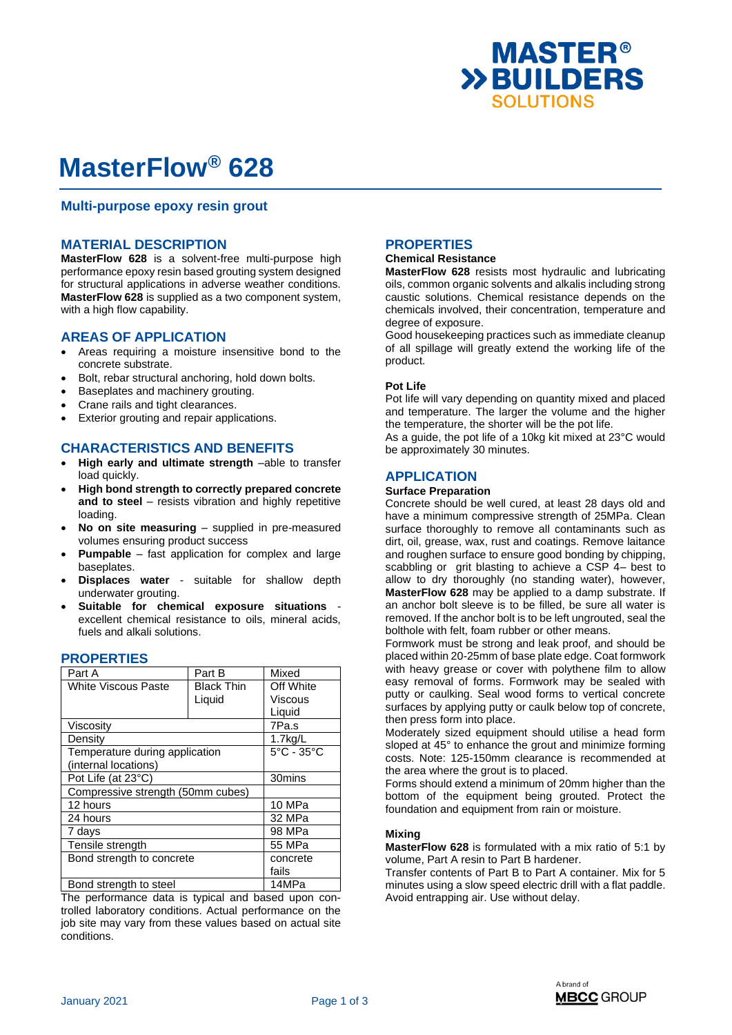# MasterFlow® 628

## Multi-purpose epoxy resin grout

## MATERIAL DESCRIPTION

**MasterFlow 628** is a solvent-free multi-purpose high performance epoxy resin based grouting system designed for structural applications in adverse weather conditions. **MasterFlow 628** is supplied as a two component system, with a high flow capability.

## AREAS OF APPLICATION

- Areas requiring a moisture insensitive bond to the concrete substrate.
- Bolt, rebar structural anchoring, hold down bolts.
- Baseplates and machinery grouting.
- Crane rails and tight clearances.
- Exterior grouting and repair applications.

## CHARACTERISTICS AND BENEFITS

- **High early and ultimate strength** –able to transfer load quickly.
- **High bond strength to correctly prepared concrete and to steel** – resists vibration and highly repetitive loading.
- **No on site measuring** – supplied in pre-measured volumes ensuring product success
- **Pumpable** – fast application for complex and large baseplates.
- **Displaces water** - suitable for shallow depth underwater grouting.
- **Suitable for chemical exposure situations** - excellent chemical resistance to oils, mineral acids, fuels and alkali solutions.

## PROPERTIES

| Part A | Part B | Mixed |
|---|---|---|
| White Viscous Paste | Black Thin Liquid | Off White Viscous Liquid |
| Viscosity | | 7Pa.s |
| Density | | 1.7kg/L |
| Temperature during application (internal locations) | | 5°C - 35°C |
| Pot Life (at 23°C) | | 30mins |
| Compressive strength (50mm cubes) | | |
| 12 hours | | 10 MPa |
| 24 hours | | 32 MPa |
| 7 days | | 98 MPa |
| Tensile strength | | 55 MPa |
| Bond strength to concrete | | concrete fails |
| Bond strength to steel | | 14MPa |

The performance data is typical and based upon controlled laboratory conditions. Actual performance on the job site may vary from these values based on actual site conditions.

## PROPERTIES

### Chemical Resistance

**MasterFlow 628** resists most hydraulic and lubricating oils, common organic solvents and alkalis including strong caustic solutions. Chemical resistance depends on the chemicals involved, their concentration, temperature and degree of exposure.

Good housekeeping practices such as immediate cleanup of all spillage will greatly extend the working life of the product.

### Pot Life

Pot life will vary depending on quantity mixed and placed and temperature. The larger the volume and the higher the temperature, the shorter will be the pot life.

As a guide, the pot life of a 10kg kit mixed at 23°C would be approximately 30 minutes.

## APPLICATION

### Surface Preparation

Concrete should be well cured, at least 28 days old and have a minimum compressive strength of 25MPa. Clean surface thoroughly to remove all contaminants such as dirt, oil, grease, wax, rust and coatings. Remove laitance and roughen surface to ensure good bonding by chipping, scabbling or grit blasting to achieve a CSP 4– best to allow to dry thoroughly (no standing water), however, **MasterFlow 628** may be applied to a damp substrate. If an anchor bolt sleeve is to be filled, be sure all water is removed. If the anchor bolt is to be left ungrouted, seal the bolthole with felt, foam rubber or other means.

Formwork must be strong and leak proof, and should be placed within 20-25mm of base plate edge. Coat formwork with heavy grease or cover with polythene film to allow easy removal of forms. Formwork may be sealed with putty or caulking. Seal wood forms to vertical concrete surfaces by applying putty or caulk below top of concrete, then press form into place.

Moderately sized equipment should utilise a head form sloped at 45° to enhance the grout and minimize forming costs. Note: 125-150mm clearance is recommended at the area where the grout is to placed.

Forms should extend a minimum of 20mm higher than the bottom of the equipment being grouted. Protect the foundation and equipment from rain or moisture.

### Mixing

**MasterFlow 628** is formulated with a mix ratio of 5:1 by volume, Part A resin to Part B hardener.

Transfer contents of Part B to Part A container. Mix for 5 minutes using a slow speed electric drill with a flat paddle. Avoid entrapping air. Use without delay.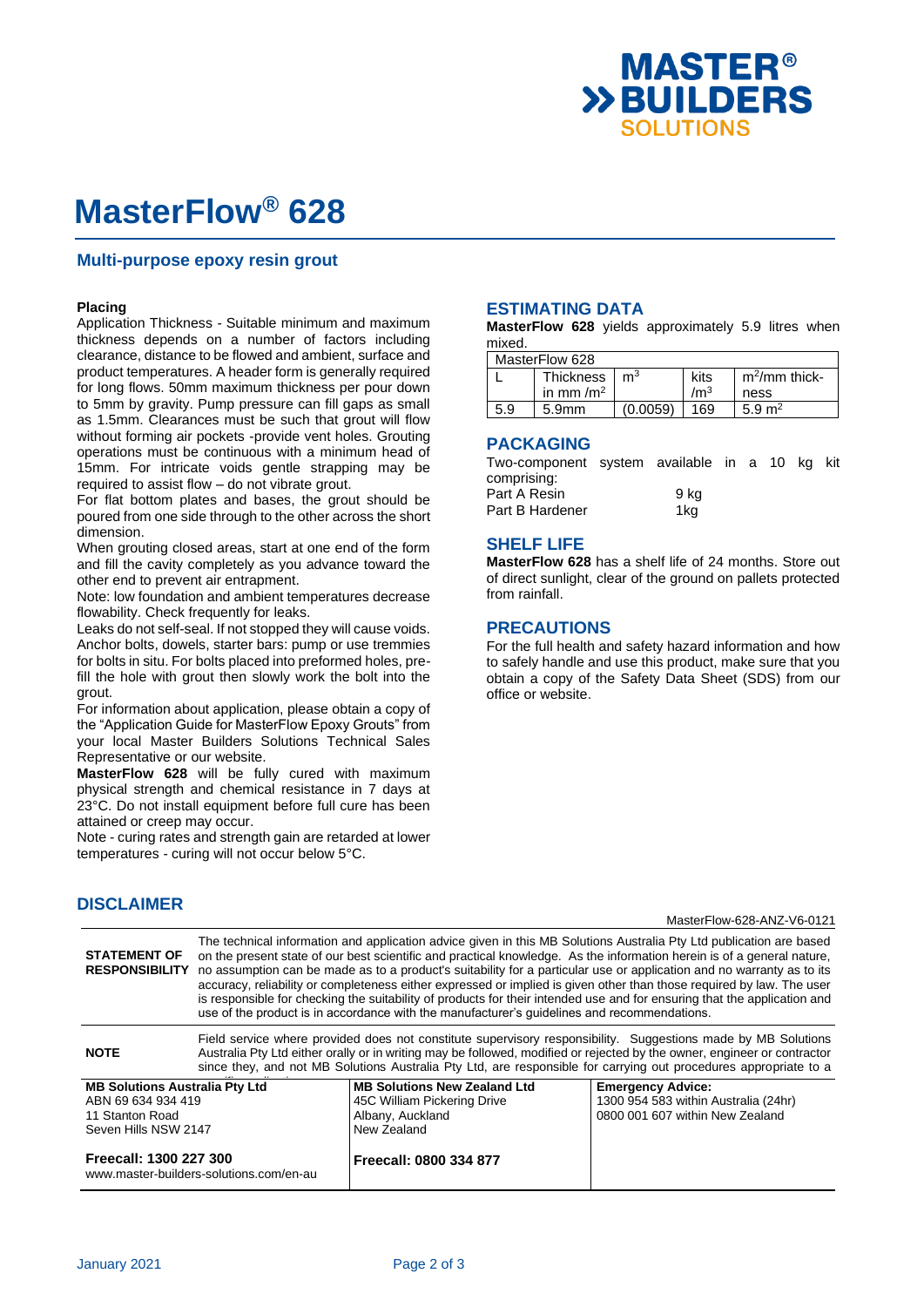# MasterFlow® 628

## Multi-purpose epoxy resin grout

**Placing**

Application Thickness - Suitable minimum and maximum thickness depends on a number of factors including clearance, distance to be flowed and ambient, surface and product temperatures. A header form is generally required for long flows. 50mm maximum thickness per pour down to 5mm by gravity. Pump pressure can fill gaps as small as 1.5mm. Clearances must be such that grout will flow without forming air pockets -provide vent holes. Grouting operations must be continuous with a minimum head of 15mm. For intricate voids gentle strapping may be required to assist flow – do not vibrate grout.

For flat bottom plates and bases, the grout should be poured from one side through to the other across the short dimension.

When grouting closed areas, start at one end of the form and fill the cavity completely as you advance toward the other end to prevent air entrapment.

Note: low foundation and ambient temperatures decrease flowability. Check frequently for leaks.

Leaks do not self-seal. If not stopped they will cause voids. Anchor bolts, dowels, starter bars: pump or use tremmies for bolts in situ. For bolts placed into preformed holes, pre-fill the hole with grout then slowly work the bolt into the grout.

For information about application, please obtain a copy of the "Application Guide for MasterFlow Epoxy Grouts" from your local Master Builders Solutions Technical Sales Representative or our website.

**MasterFlow 628** will be fully cured with maximum physical strength and chemical resistance in 7 days at 23°C. Do not install equipment before full cure has been attained or creep may occur.

Note - curing rates and strength gain are retarded at lower temperatures - curing will not occur below 5°C.

## ESTIMATING DATA

**MasterFlow 628** yields approximately 5.9 litres when mixed.

| MasterFlow 628 | | | | |
|---|---|---|---|---|
| L | Thickness in mm /m$^2$ | m$^3$ | kits /m$^3$ | m$^2$/mm thick-ness |
| 5.9 | 5.9mm | (0.0059) | 169 | 5.9 m$^2$ |

## PACKAGING

Two-component system available in a 10 kg kit comprising:

Part A Resin 9 kg
Part B Hardener 1kg

## SHELF LIFE

**MasterFlow 628** has a shelf life of 24 months. Store out of direct sunlight, clear of the ground on pallets protected from rainfall.

## PRECAUTIONS

For the full health and safety hazard information and how to safely handle and use this product, make sure that you obtain a copy of the Safety Data Sheet (SDS) from our office or website.

## DISCLAIMER

MasterFlow-628-ANZ-V6-0121

**STATEMENT OF RESPONSIBILITY** The technical information and application advice given in this MB Solutions Australia Pty Ltd publication are based on the present state of our best scientific and practical knowledge. As the information herein is of a general nature, no assumption can be made as to a product's suitability for a particular use or application and no warranty as to its accuracy, reliability or completeness either expressed or implied is given other than those required by law. The user is responsible for checking the suitability of products for their intended use and for ensuring that the application and use of the product is in accordance with the manufacturer's guidelines and recommendations.

**NOTE** Field service where provided does not constitute supervisory responsibility. Suggestions made by MB Solutions Australia Pty Ltd either orally or in writing may be followed, modified or rejected by the owner, engineer or contractor since they, and not MB Solutions Australia Pty Ltd, are responsible for carrying out procedures appropriate to a specific application.

| MB Solutions Australia Pty Ltd | MB Solutions New Zealand Ltd | Emergency Advice: |
|---|---|---|
| ABN 69 634 934 419<br>11 Stanton Road<br>Seven Hills NSW 2147 | 45C William Pickering Drive<br>Albany, Auckland<br>New Zealand | 1300 954 583 within Australia (24hr)<br>0800 001 607 within New Zealand |
| **Freecall: 1300 227 300**<br>www.master-builders-solutions.com/en-au | **Freecall: 0800 334 877** | |

January 2021